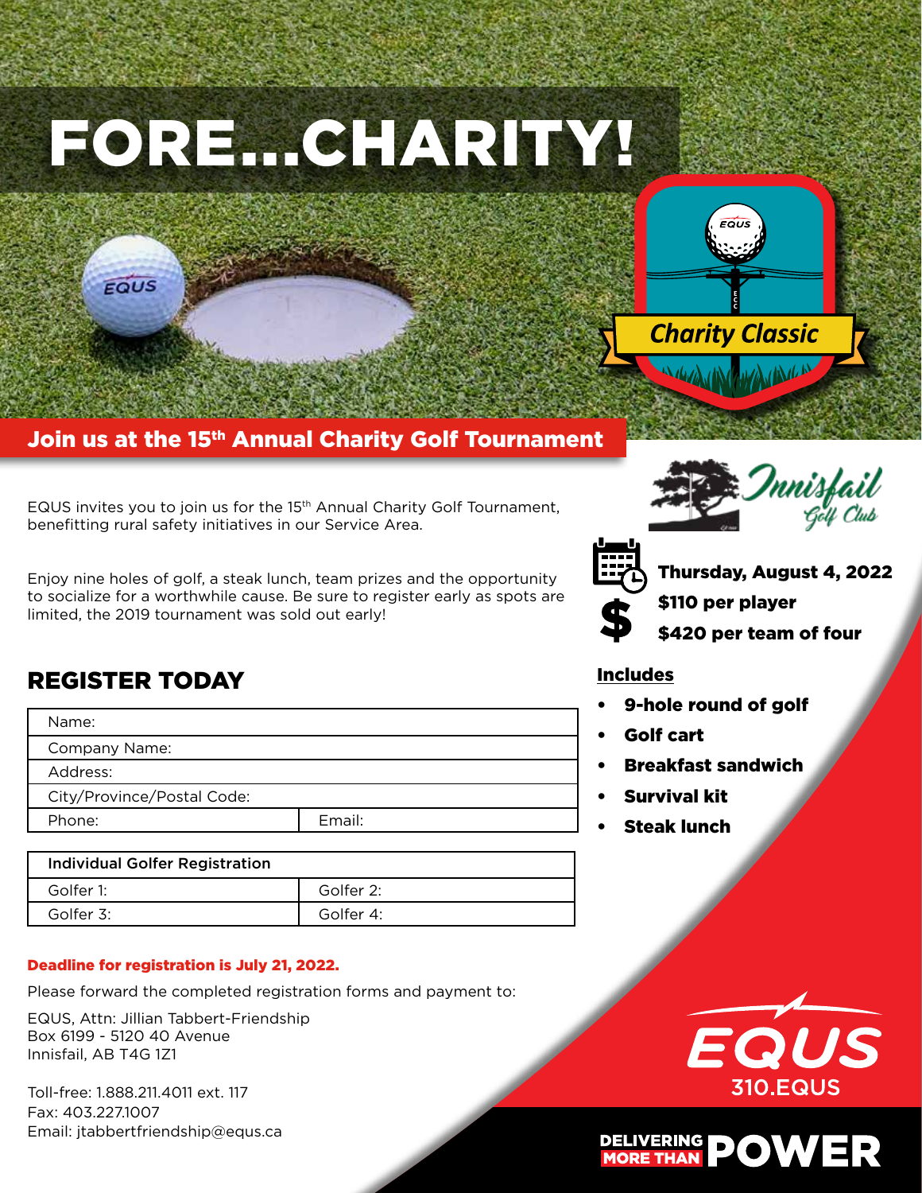# FORE...CHARITY!

Charity Classic

## Join us at the 15th Annual Charity Golf Tournament

EQUS invites you to join us for the 15th Annual Charity Golf Tournament, benefitting rural safety initiatives in our Service Area.

Enjoy nine holes of golf, a steak lunch, team prizes and the opportunity to socialize for a worthwhile cause. Be sure to register early as spots are limited, the 2019 tournament was sold out early!

Innisfail Golf Club

**Thursday, August 4, 2022**

**$110 per player**

**$420 per team of four**

**Includes**

- **9-hole round of golf**
- **Golf cart**
- **Breakfast sandwich**
- **Survival kit**
- **Steak lunch**

## REGISTER TODAY

| Name: | |
|---|---|
| Company Name: | |
| Address: | |
| City/Province/Postal Code: | |
| Phone: | Email: |

| Individual Golfer Registration | |
|---|---|
| Golfer 1: | Golfer 2: |
| Golfer 3: | Golfer 4: |

**Deadline for registration is July 21, 2022.**

Please forward the completed registration forms and payment to:

EQUS, Attn: Jillian Tabbert-Friendship
Box 6199 - 5120 40 Avenue
Innisfail, AB T4G 1Z1

Toll-free: 1.888.211.4011 ext. 117
Fax: 403.227.1007
Email: jtabbertfriendship@equs.ca

EQUS
310.EQUS

DELIVERING MORE THAN POWER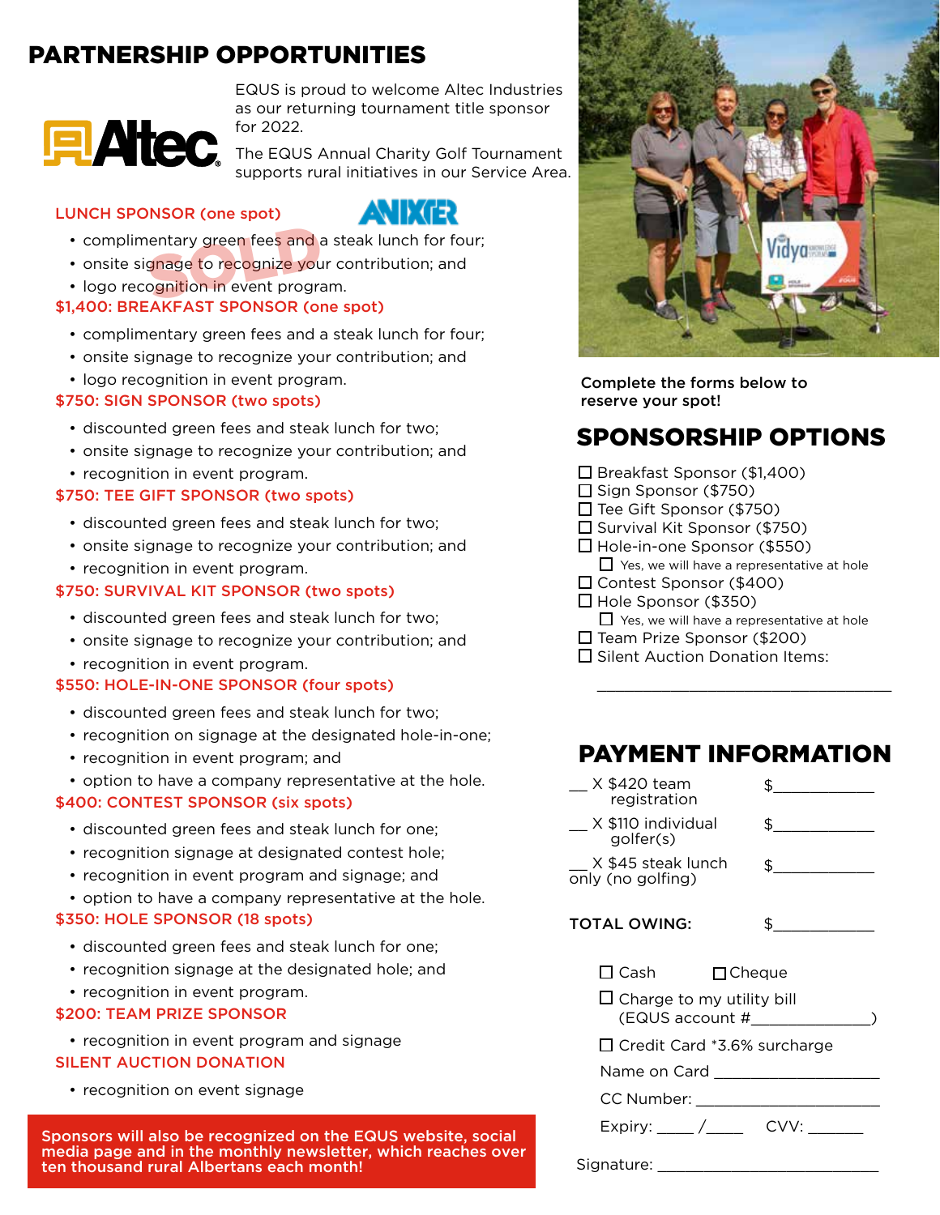# PARTNERSHIP OPPORTUNITIES

EQUS is proud to welcome Altec Industries as our returning tournament title sponsor for 2022.

The EQUS Annual Charity Golf Tournament supports rural initiatives in our Service Area.

### LUNCH SPONSOR (one spot)

SOLD

- complimentary green fees and a steak lunch for four;
- onsite signage to recognize your contribution; and
- logo recognition in event program.

### $1,400: BREAKFAST SPONSOR (one spot)

- complimentary green fees and a steak lunch for four;
- onsite signage to recognize your contribution; and
- logo recognition in event program.

### $750: SIGN SPONSOR (two spots)

- discounted green fees and steak lunch for two;
- onsite signage to recognize your contribution; and
- recognition in event program.

### $750: TEE GIFT SPONSOR (two spots)

- discounted green fees and steak lunch for two;
- onsite signage to recognize your contribution; and
- recognition in event program.

### $750: SURVIVAL KIT SPONSOR (two spots)

- discounted green fees and steak lunch for two;
- onsite signage to recognize your contribution; and
- recognition in event program.

### $550: HOLE-IN-ONE SPONSOR (four spots)

- discounted green fees and steak lunch for two;
- recognition on signage at the designated hole-in-one;
- recognition in event program; and
- option to have a company representative at the hole.

### $400: CONTEST SPONSOR (six spots)

- discounted green fees and steak lunch for one;
- recognition signage at designated contest hole;
- recognition in event program and signage; and
- option to have a company representative at the hole.

### $350: HOLE SPONSOR (18 spots)

- discounted green fees and steak lunch for one;
- recognition signage at the designated hole; and
- recognition in event program.

### $200: TEAM PRIZE SPONSOR

- recognition in event program and signage

### SILENT AUCTION DONATION

- recognition on event signage

**Sponsors will also be recognized on the EQUS website, social media page and in the monthly newsletter, which reaches over ten thousand rural Albertans each month!**

**Complete the forms below to reserve your spot!**

## SPONSORSHIP OPTIONS

- ☐ Breakfast Sponsor ($1,400)
- ☐ Sign Sponsor ($750)
- ☐ Tee Gift Sponsor ($750)
- ☐ Survival Kit Sponsor ($750)
- ☐ Hole-in-one Sponsor ($550)
  - ☐ Yes, we will have a representative at hole
- ☐ Contest Sponsor ($400)
- ☐ Hole Sponsor ($350)
  - ☐ Yes, we will have a representative at hole
- ☐ Team Prize Sponsor ($200)
- ☐ Silent Auction Donation Items:

___________________________________

## PAYMENT INFORMATION

__ X $420 team registration $____________

__ X $110 individual golfer(s) $____________

__ X $45 steak lunch only (no golfing) $____________

**TOTAL OWING:** $____________

☐ Cash ☐ Cheque

☐ Charge to my utility bill (EQUS account #______________)

☐ Credit Card *3.6% surcharge

Name on Card ___________________

CC Number: _____________________

Expiry: ____ /____ CVV: ______

Signature: _________________________